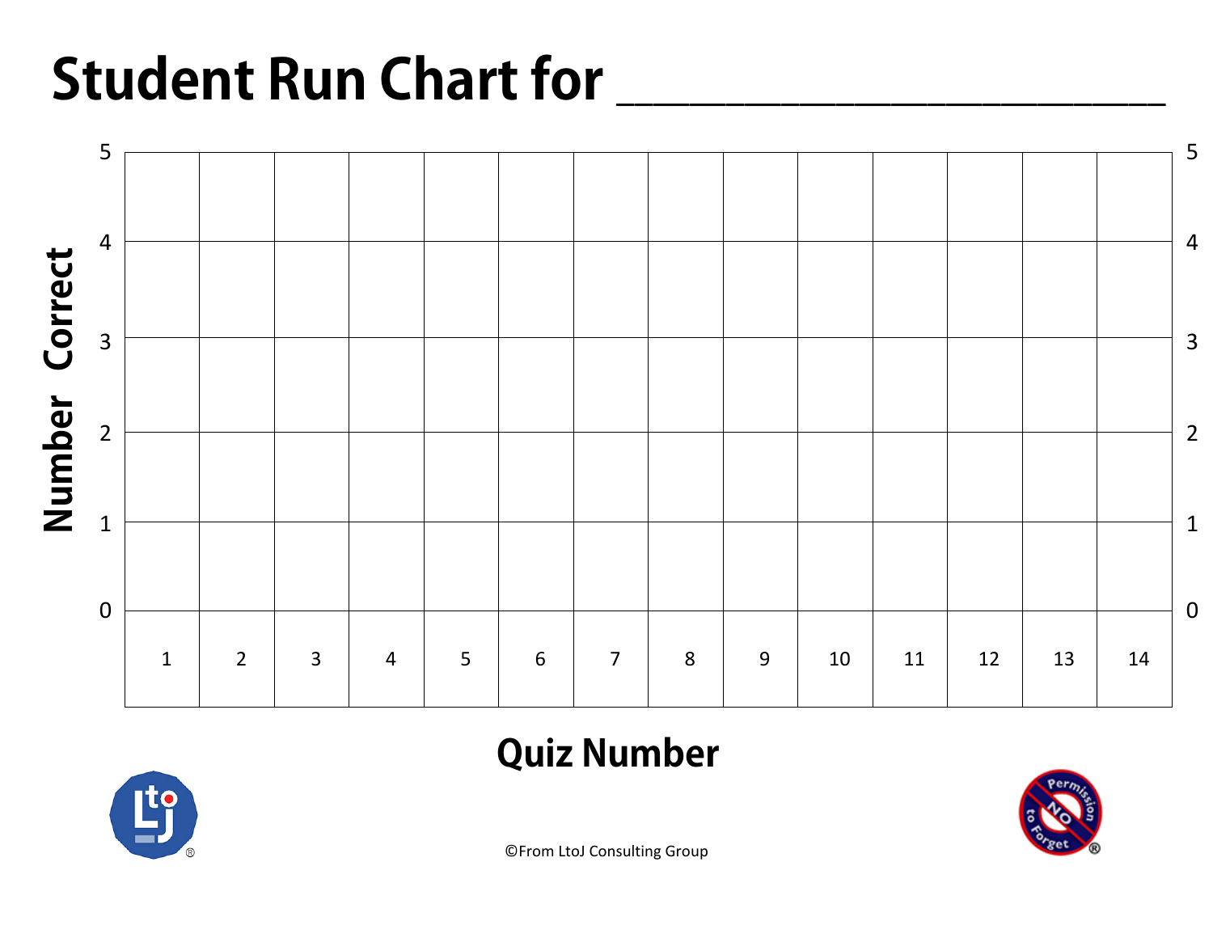# Student Run Chart for ______________________

| Number Correct | | | | | | | | | | | | | | |
|---|---|---|---|---|---|---|---|---|---|---|---|---|---|---|
| 5 | | | | | | | | | | | | | | |
| 4 | | | | | | | | | | | | | | |
| 3 | | | | | | | | | | | | | | |
| 2 | | | | | | | | | | | | | | |
| 1 | | | | | | | | | | | | | | |
| 0 | | | | | | | | | | | | | | |
| | 1 | 2 | 3 | 4 | 5 | 6 | 7 | 8 | 9 | 10 | 11 | 12 | 13 | 14 |

**Quiz Number**

©From LtoJ Consulting Group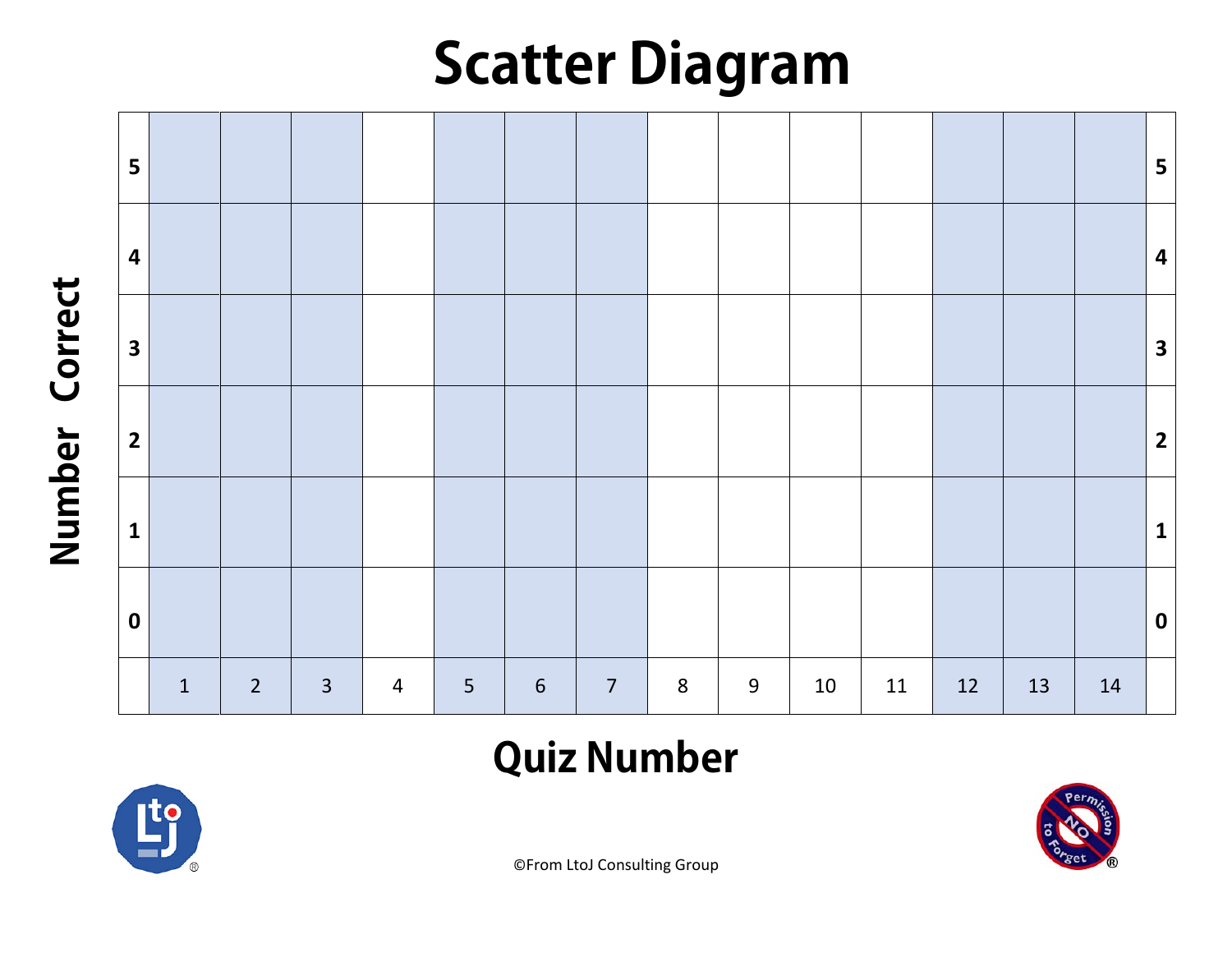# Scatter Diagram

**Number Correct**

| | | | | | | | | | | | | | | | |
|---|---|---|---|---|---|---|---|---|---|---|---|---|---|---|---|
| **5** | | | | | | | | | | | | | | | **5** |
| **4** | | | | | | | | | | | | | | | **4** |
| **3** | | | | | | | | | | | | | | | **3** |
| **2** | | | | | | | | | | | | | | | **2** |
| **1** | | | | | | | | | | | | | | | **1** |
| **0** | | | | | | | | | | | | | | | **0** |
| | 1 | 2 | 3 | 4 | 5 | 6 | 7 | 8 | 9 | 10 | 11 | 12 | 13 | 14 | |

## Quiz Number

©From LtoJ Consulting Group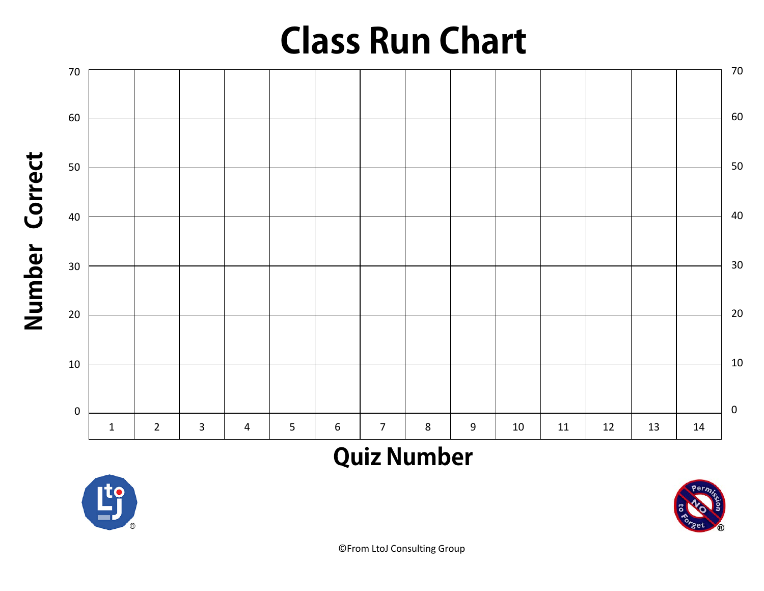# Class Run Chart

| Number Correct | | | | | | | | | | | | | | | |
|---|---|---|---|---|---|---|---|---|---|---|---|---|---|---|---|
| 70 | | | | | | | | | | | | | | | 70 |
| 60 | | | | | | | | | | | | | | | 60 |
| 50 | | | | | | | | | | | | | | | 50 |
| 40 | | | | | | | | | | | | | | | 40 |
| 30 | | | | | | | | | | | | | | | 30 |
| 20 | | | | | | | | | | | | | | | 20 |
| 10 | | | | | | | | | | | | | | | 10 |
| 0 | | | | | | | | | | | | | | | 0 |
| | 1 | 2 | 3 | 4 | 5 | 6 | 7 | 8 | 9 | 10 | 11 | 12 | 13 | 14 | |

**Quiz Number**

©From LtoJ Consulting Group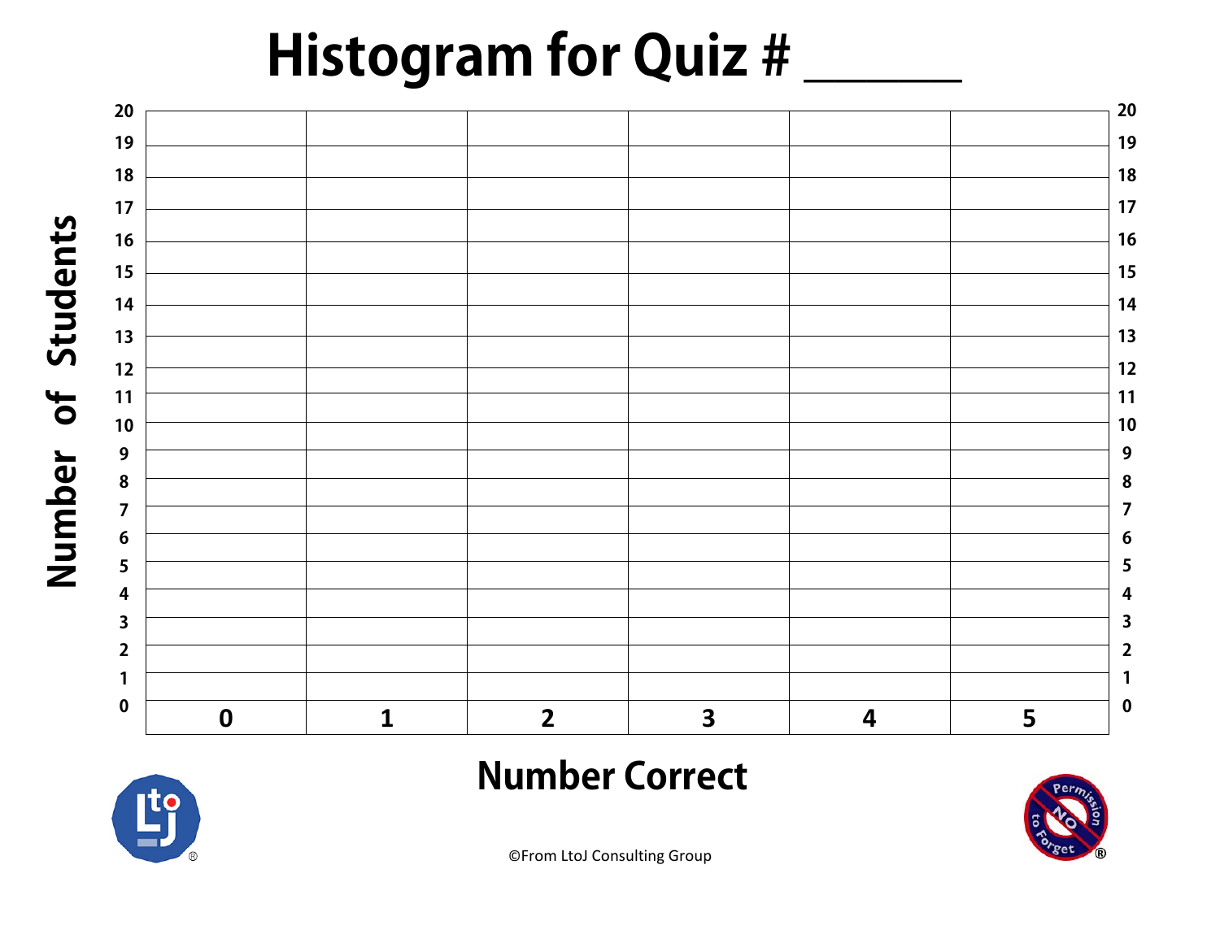# Histogram for Quiz # ______

**Number of Students**

| | | | | | | |
|---|---|---|---|---|---|---|
| 20 | | | | | | 20 |
| 19 | | | | | | 19 |
| 18 | | | | | | 18 |
| 17 | | | | | | 17 |
| 16 | | | | | | 16 |
| 15 | | | | | | 15 |
| 14 | | | | | | 14 |
| 13 | | | | | | 13 |
| 12 | | | | | | 12 |
| 11 | | | | | | 11 |
| 10 | | | | | | 10 |
| 9 | | | | | | 9 |
| 8 | | | | | | 8 |
| 7 | | | | | | 7 |
| 6 | | | | | | 6 |
| 5 | | | | | | 5 |
| 4 | | | | | | 4 |
| 3 | | | | | | 3 |
| 2 | | | | | | 2 |
| 1 | | | | | | 1 |
| 0 | | | | | | 0 |
| | **0** | **1** | **2** | **3** | **4** | **5** |

**Number Correct**

©From LtoJ Consulting Group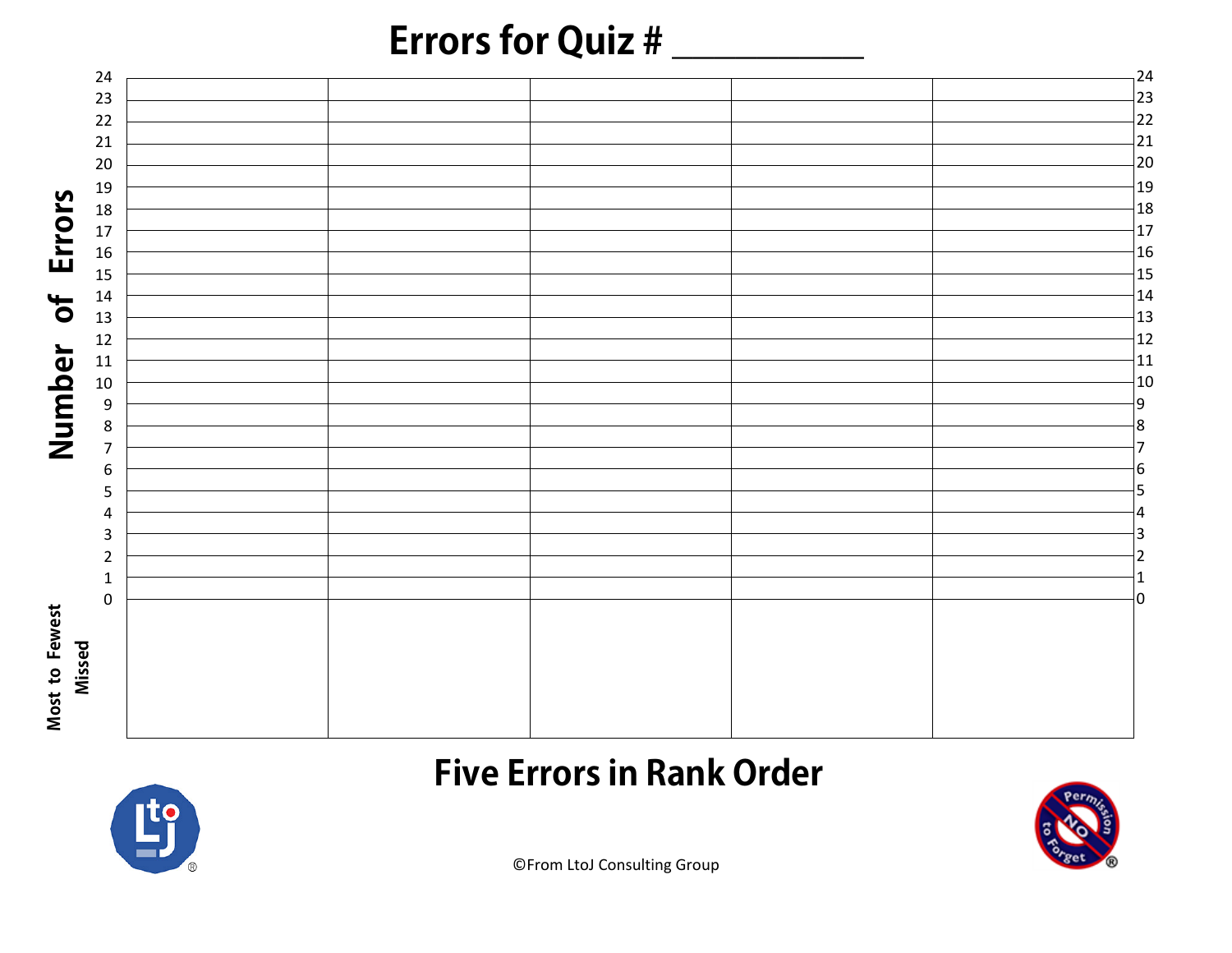# Errors for Quiz # __________

Number of Errors

24
23
22
21
20
19
18
17
16
15
14
13
12
11
10
9
8
7
6
5
4
3
2
1
0

Most to Fewest Missed

## Five Errors in Rank Order

©From LtoJ Consulting Group